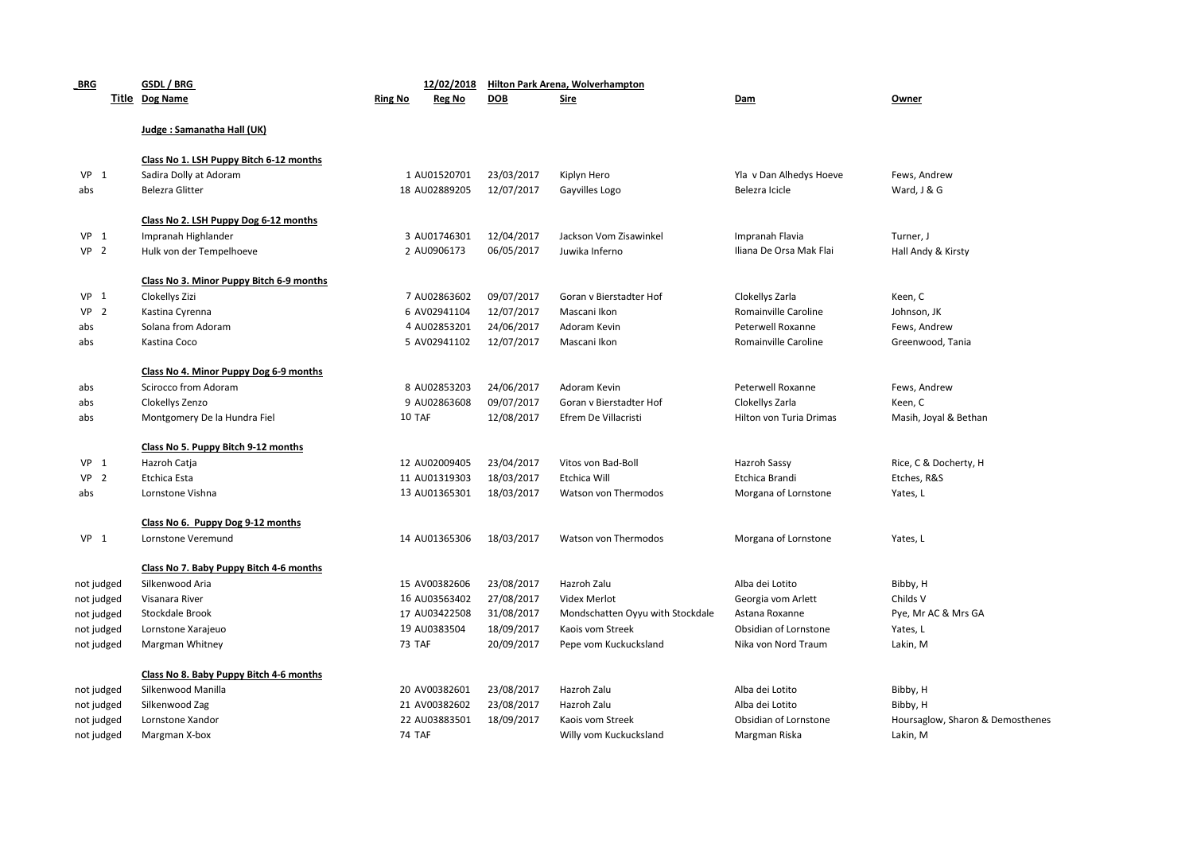| BRG | | GSDL / BRG | | 12/02/2018 | Hilton Park Arena, Wolverhampton | | | |
|---|---|---|---|---|---|---|---|---|
| | Title | Dog Name | Ring No | Reg No | DOB | Sire | Dam | Owner |
| | | **Judge : Samanatha Hall (UK)** | | | | | | |
| | | **Class No 1. LSH Puppy Bitch 6-12 months** | | | | | | |
| VP | 1 | Sadira Dolly at Adoram | 1 | AU01520701 | 23/03/2017 | Kiplyn Hero | Yla v Dan Alhedys Hoeve | Fews, Andrew |
| abs | | Belezra Glitter | 18 | AU02889205 | 12/07/2017 | Gayvilles Logo | Belezra Icicle | Ward, J & G |
| | | **Class No 2. LSH Puppy Dog 6-12 months** | | | | | | |
| VP | 1 | Impranah Highlander | 3 | AU01746301 | 12/04/2017 | Jackson Vom Zisawinkel | Impranah Flavia | Turner, J |
| VP | 2 | Hulk von der Tempelhoeve | 2 | AU0906173 | 06/05/2017 | Juwika Inferno | Iliana De Orsa Mak Flai | Hall Andy & Kirsty |
| | | **Class No 3. Minor Puppy Bitch 6-9 months** | | | | | | |
| VP | 1 | Clokellys Zizi | 7 | AU02863602 | 09/07/2017 | Goran v Bierstadter Hof | Clokellys Zarla | Keen, C |
| VP | 2 | Kastina Cyrenna | 6 | AV02941104 | 12/07/2017 | Mascani Ikon | Romainville Caroline | Johnson, JK |
| abs | | Solana from Adoram | 4 | AU02853201 | 24/06/2017 | Adoram Kevin | Peterwell Roxanne | Fews, Andrew |
| abs | | Kastina Coco | 5 | AV02941102 | 12/07/2017 | Mascani Ikon | Romainville Caroline | Greenwood, Tania |
| | | **Class No 4. Minor Puppy Dog 6-9 months** | | | | | | |
| abs | | Scirocco from Adoram | 8 | AU02853203 | 24/06/2017 | Adoram Kevin | Peterwell Roxanne | Fews, Andrew |
| abs | | Clokellys Zenzo | 9 | AU02863608 | 09/07/2017 | Goran v Bierstadter Hof | Clokellys Zarla | Keen, C |
| abs | | Montgomery De la Hundra Fiel | 10 | TAF | 12/08/2017 | Efrem De Villacristi | Hilton von Turia Drimas | Masih, Joyal & Bethan |
| | | **Class No 5. Puppy Bitch 9-12 months** | | | | | | |
| VP | 1 | Hazroh Catja | 12 | AU02009405 | 23/04/2017 | Vitos von Bad-Boll | Hazroh Sassy | Rice, C & Docherty, H |
| VP | 2 | Etchica Esta | 11 | AU01319303 | 18/03/2017 | Etchica Will | Etchica Brandi | Etches, R&S |
| abs | | Lornstone Vishna | 13 | AU01365301 | 18/03/2017 | Watson von Thermodos | Morgana of Lornstone | Yates, L |
| | | **Class No 6. Puppy Dog 9-12 months** | | | | | | |
| VP | 1 | Lornstone Veremund | 14 | AU01365306 | 18/03/2017 | Watson von Thermodos | Morgana of Lornstone | Yates, L |
| | | **Class No 7. Baby Puppy Bitch 4-6 months** | | | | | | |
| not judged | | Silkenwood Aria | 15 | AV00382606 | 23/08/2017 | Hazroh Zalu | Alba dei Lotito | Bibby, H |
| not judged | | Visanara River | 16 | AU03563402 | 27/08/2017 | Videx Merlot | Georgia vom Arlett | Childs V |
| not judged | | Stockdale Brook | 17 | AU03422508 | 31/08/2017 | Mondschatten Oyyu with Stockdale | Astana Roxanne | Pye, Mr AC & Mrs GA |
| not judged | | Lornstone Xarajeuo | 19 | AU0383504 | 18/09/2017 | Kaois vom Streek | Obsidian of Lornstone | Yates, L |
| not judged | | Margman Whitney | 73 | TAF | 20/09/2017 | Pepe vom Kuckucksland | Nika von Nord Traum | Lakin, M |
| | | **Class No 8. Baby Puppy Bitch 4-6 months** | | | | | | |
| not judged | | Silkenwood Manilla | 20 | AV00382601 | 23/08/2017 | Hazroh Zalu | Alba dei Lotito | Bibby, H |
| not judged | | Silkenwood Zag | 21 | AV00382602 | 23/08/2017 | Hazroh Zalu | Alba dei Lotito | Bibby, H |
| not judged | | Lornstone Xandor | 22 | AU03883501 | 18/09/2017 | Kaois vom Streek | Obsidian of Lornstone | Hoursaglow, Sharon & Demosthenes |
| not judged | | Margman X-box | 74 | TAF | | Willy vom Kuckucksland | Margman Riska | Lakin, M |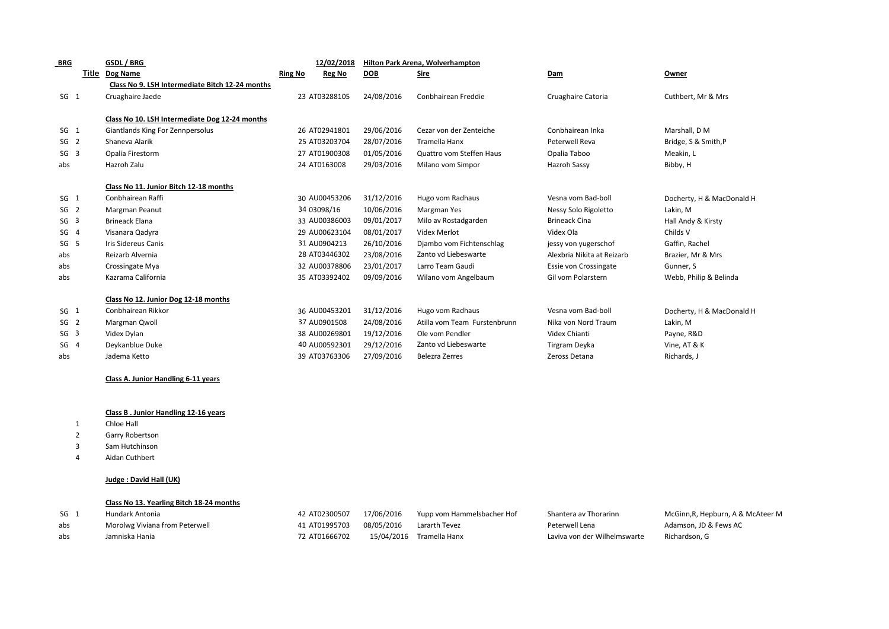| BRG | | GSDL / BRG | | 12/02/2018 | Hilton Park Arena, Wolverhampton | | | |
|---|---|---|---|---|---|---|---|---|
| | Title | Dog Name | Ring No | Reg No | DOB | Sire | Dam | Owner |
| | | **Class No 9. LSH Intermediate Bitch 12-24 months** | | | | | | |
| SG | 1 | Cruaghaire Jaede | 23 | AT03288105 | 24/08/2016 | Conbhairean Freddie | Cruaghaire Catoria | Cuthbert, Mr & Mrs |
| | | **Class No 10. LSH Intermediate Dog 12-24 months** | | | | | | |
| SG | 1 | Giantlands King For Zennpersolus | 26 | AT02941801 | 29/06/2016 | Cezar von der Zenteiche | Conbhairean Inka | Marshall, D M |
| SG | 2 | Shaneva Alarik | 25 | AT03203704 | 28/07/2016 | Tramella Hanx | Peterwell Reva | Bridge, S & Smith,P |
| SG | 3 | Opalia Firestorm | 27 | AT01900308 | 01/05/2016 | Quattro vom Steffen Haus | Opalia Taboo | Meakin, L |
| abs | | Hazroh Zalu | 24 | AT0163008 | 29/03/2016 | Milano vom Simpor | Hazroh Sassy | Bibby, H |
| | | **Class No 11. Junior Bitch 12-18 months** | | | | | | |
| SG | 1 | Conbhairean Raffi | 30 | AU00453206 | 31/12/2016 | Hugo vom Radhaus | Vesna vom Bad-boll | Docherty, H & MacDonald H |
| SG | 2 | Margman Peanut | 34 | 03098/16 | 10/06/2016 | Margman Yes | Nessy Solo Rigoletto | Lakin, M |
| SG | 3 | Brineack Elana | 33 | AU00386003 | 09/01/2017 | Milo av Rostadgarden | Brineack Cina | Hall Andy & Kirsty |
| SG | 4 | Visanara Qadyra | 29 | AU00623104 | 08/01/2017 | Videx Merlot | Videx Ola | Childs V |
| SG | 5 | Iris Sidereus Canis | 31 | AU0904213 | 26/10/2016 | Djambo vom Fichtenschlag | jessy von yugerschof | Gaffin, Rachel |
| abs | | Reizarb Alvernia | 28 | AT03446302 | 23/08/2016 | Zanto vd Liebeswarte | Alexbria Nikita at Reizarb | Brazier, Mr & Mrs |
| abs | | Crossingate Mya | 32 | AU00378806 | 23/01/2017 | Larro Team Gaudi | Essie von Crossingate | Gunner, S |
| abs | | Kazrama California | 35 | AT03392402 | 09/09/2016 | Wilano vom Angelbaum | Gil vom Polarstern | Webb, Philip & Belinda |
| | | **Class No 12. Junior Dog 12-18 months** | | | | | | |
| SG | 1 | Conbhairean Rikkor | 36 | AU00453201 | 31/12/2016 | Hugo vom Radhaus | Vesna vom Bad-boll | Docherty, H & MacDonald H |
| SG | 2 | Margman Qwoll | 37 | AU0901508 | 24/08/2016 | Atilla vom Team Furstenbrunn | Nika von Nord Traum | Lakin, M |
| SG | 3 | Videx Dylan | 38 | AU00269801 | 19/12/2016 | Ole vom Pendler | Videx Chianti | Payne, R&D |
| SG | 4 | Deykanblue Duke | 40 | AU00592301 | 29/12/2016 | Zanto vd Liebeswarte | Tirgram Deyka | Vine, AT & K |
| abs | | Jadema Ketto | 39 | AT03763306 | 27/09/2016 | Belezra Zerres | Zeross Detana | Richards, J |

**Class A. Junior Handling 6-11 years**

**Class B . Junior Handling 12-16 years**

1. Chloe Hall
2. Garry Robertson
3. Sam Hutchinson
4. Aidan Cuthbert

**Judge : David Hall (UK)**

| | | Dog Name | Ring No | Reg No | DOB | Sire | Dam | Owner |
|---|---|---|---|---|---|---|---|---|
| | | **Class No 13. Yearling Bitch 18-24 months** | | | | | | |
| SG | 1 | Hundark Antonia | 42 | AT02300507 | 17/06/2016 | Yupp vom Hammelsbacher Hof | Shantera av Thorarinn | McGinn,R, Hepburn, A & McAteer M |
| abs | | Morolwg Viviana from Peterwell | 41 | AT01995703 | 08/05/2016 | Lararth Tevez | Peterwell Lena | Adamson, JD & Fews AC |
| abs | | Jamniska Hania | 72 | AT01666702 | 15/04/2016 | Tramella Hanx | Laviva von der Wilhelmswarte | Richardson, G |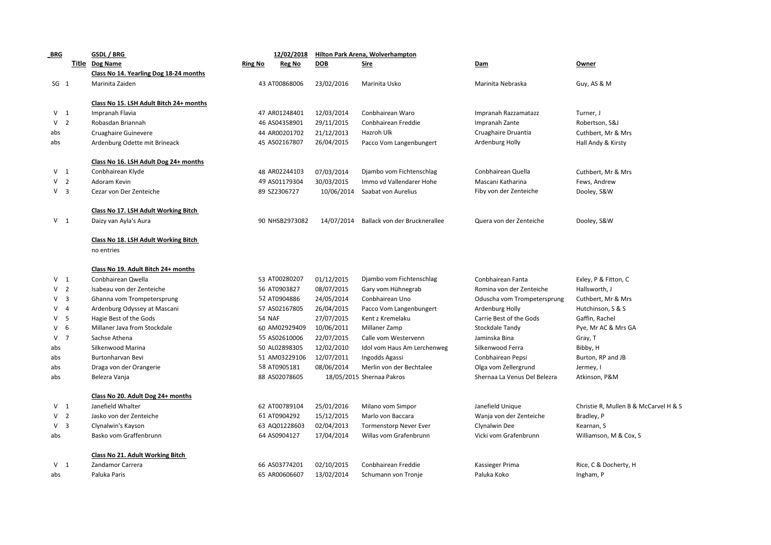| BRG | | GSDL / BRG | | 12/02/2018 | Hilton Park Arena, Wolverhampton | | | |
|---|---|---|---|---|---|---|---|---|
| | Title | Dog Name | Ring No | Reg No | DOB | Sire | Dam | Owner |
| | | **Class No 14. Yearling Dog 18-24 months** | | | | | | |
| SG | 1 | Marinita Zaiden | 43 | AT00868006 | 23/02/2016 | Marinita Usko | Marinita Nebraska | Guy, AS & M |
| | | **Class No 15. LSH Adult Bitch 24+ months** | | | | | | |
| V | 1 | Impranah Flavia | 47 | AR01248401 | 12/03/2014 | Conbhairean Waro | Impranah Razzamatazz | Turner, J |
| V | 2 | Robasdan Briannah | 46 | AS04358901 | 29/11/2015 | Conbhairean Freddie | Impranah Zante | Robertson, S&J |
| abs | | Cruaghaire Guinevere | 44 | AR00201702 | 21/12/2013 | Hazroh Ulk | Cruaghaire Druantia | Cuthbert, Mr & Mrs |
| abs | | Ardenburg Odette mit Brineack | 45 | AS02167807 | 26/04/2015 | Pacco Vom Langenbungert | Ardenburg Holly | Hall Andy & Kirsty |
| | | **Class No 16. LSH Adult Dog 24+ months** | | | | | | |
| V | 1 | Conbhairean Klyde | 48 | AR02244103 | 07/03/2014 | Djambo vom Fichtenschlag | Conbhairean Quella | Cuthbert, Mr & Mrs |
| V | 2 | Adoram Kevin | 49 | AS01179304 | 30/03/2015 | Immo vd Vallendarer Hohe | Mascani Katharina | Fews, Andrew |
| V | 3 | Cezar von Der Zenteiche | 89 | SZ2306727 | 10/06/2014 | Saabat von Aurelius | Fiby von der Zenteiche | Dooley, S&W |
| | | **Class No 17. LSH Adult Working Bitch** | | | | | | |
| V | 1 | Daizy van Ayla's Aura | 90 | NHSB2973082 | 14/07/2014 | Ballack von der Brucknerallee | Quera von der Zenteiche | Dooley, S&W |
| | | **Class No 18. LSH Adult Working Bitch** | | | | | | |
| | | no entries | | | | | | |
| | | **Class No 19. Adult Bitch 24+ months** | | | | | | |
| V | 1 | Conbhairean Qwella | 53 | AT00280207 | 01/12/2015 | Djambo vom Fichtenschlag | Conbhairean Fanta | Exley, P & Fitton, C |
| V | 2 | Isabeau von der Zenteiche | 56 | AT0903827 | 08/07/2015 | Gary vom Hühnegrab | Romina von der Zenteiche | Hallsworth, J |
| V | 3 | Ghanna vom Trompetersprung | 52 | AT0904886 | 24/05/2014 | Conbhairean Uno | Oduscha vom Trompetersprung | Cuthbert, Mr & Mrs |
| V | 4 | Ardenburg Odyssey at Mascani | 57 | AS02167805 | 26/04/2015 | Pacco Vom Langenbungert | Ardenburg Holly | Hutchinson, S & S |
| V | 5 | Hagie Best of the Gods | 54 | NAF | 27/07/2015 | Kent z Kremelaku | Carrie Best of the Gods | Gaffin, Rachel |
| V | 6 | Millaner Java from Stockdale | 60 | AM02929409 | 10/06/2011 | Millaner Zamp | Stockdale Tandy | Pye, Mr AC & Mrs GA |
| V | 7 | Sachse Athena | 55 | AS02610006 | 22/07/2015 | Calle vom Westervenn | Jaminska Bina | Gray, T |
| abs | | Silkenwood Marina | 50 | AL02898305 | 12/02/2010 | Idol vom Haus Am Lerchenweg | Silkenwood Ferra | Bibby, H |
| abs | | Burtonharvan Bevi | 51 | AM03229106 | 12/07/2011 | Ingodds Agassi | Conbhairean Pepsi | Burton, RP and JB |
| abs | | Draga von der Orangerie | 58 | AT0905181 | 08/06/2014 | Merlin von der Bechtalee | Olga vom Zellergrund | Jermey, I |
| abs | | Belezra Vanja | 88 | AS02078605 | 18/05/2015 | Shernaa Pakros | Shernaa La Venus Del Belezra | Atkinson, P&M |
| | | **Class No 20. Adult Dog 24+ months** | | | | | | |
| V | 1 | Janefield Whalter | 62 | AT00789104 | 25/01/2016 | Milano vom Simpor | Janefield Unique | Christie R, Mullen B & McCarvel H & S |
| V | 2 | Jasko von der Zenteiche | 61 | AT0904292 | 15/12/2015 | Marlo von Baccara | Wanja von der Zenteiche | Bradley, P |
| V | 3 | Clynalwin's Kayson | 63 | AQ01228603 | 02/04/2013 | Tormenstorp Never Ever | Clynalwin Dee | Kearnan, S |
| abs | | Basko vom Graffenbrunn | 64 | AS0904127 | 17/04/2014 | Willas vom Grafenbrunn | Vicki vom Grafenbrunn | Williamson, M & Cox, S |
| | | **Class No 21. Adult Working Bitch** | | | | | | |
| V | 1 | Zandamor Carrera | 66 | AS03774201 | 02/10/2015 | Conbhairean Freddie | Kassieger Prima | Rice, C & Docherty, H |
| abs | | Paluka Paris | 65 | AR00606607 | 13/02/2014 | Schumann von Tronje | Paluka Koko | Ingham, P |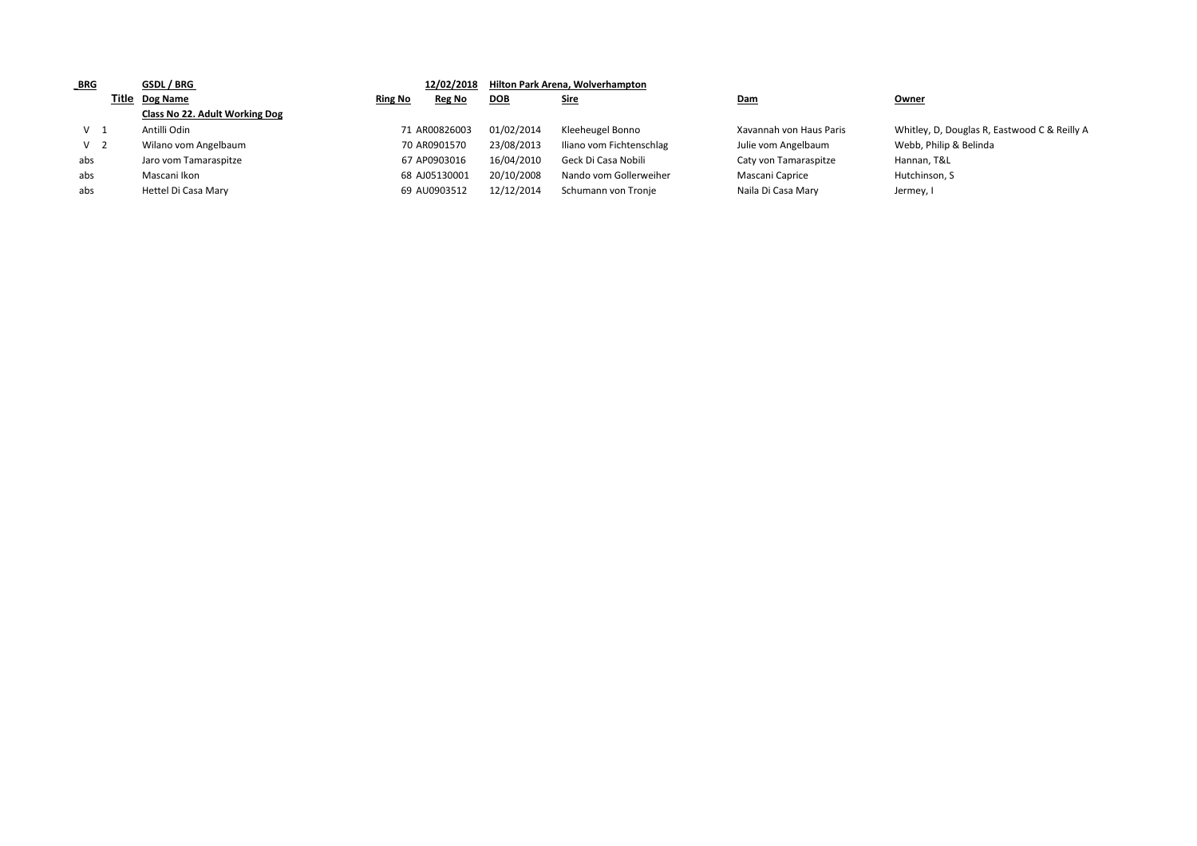| BRG | | GSDL / BRG | | 12/02/2018 | Hilton Park Arena, Wolverhampton | | | |
|---|---|---|---|---|---|---|---|---|
| | Title | Dog Name | Ring No | Reg No | DOB | Sire | Dam | Owner |
| | | **Class No 22. Adult Working Dog** | | | | | | |
| V | 1 | Antilli Odin | 71 | AR00826003 | 01/02/2014 | Kleeheugel Bonno | Xavannah von Haus Paris | Whitley, D, Douglas R, Eastwood C & Reilly A |
| V | 2 | Wilano vom Angelbaum | 70 | AR0901570 | 23/08/2013 | Iliano vom Fichtenschlag | Julie vom Angelbaum | Webb, Philip & Belinda |
| abs | | Jaro vom Tamaraspitze | 67 | AP0903016 | 16/04/2010 | Geck Di Casa Nobili | Caty von Tamaraspitze | Hannan, T&L |
| abs | | Mascani Ikon | 68 | AJ05130001 | 20/10/2008 | Nando vom Gollerweiher | Mascani Caprice | Hutchinson, S |
| abs | | Hettel Di Casa Mary | 69 | AU0903512 | 12/12/2014 | Schumann von Tronje | Naila Di Casa Mary | Jermey, I |